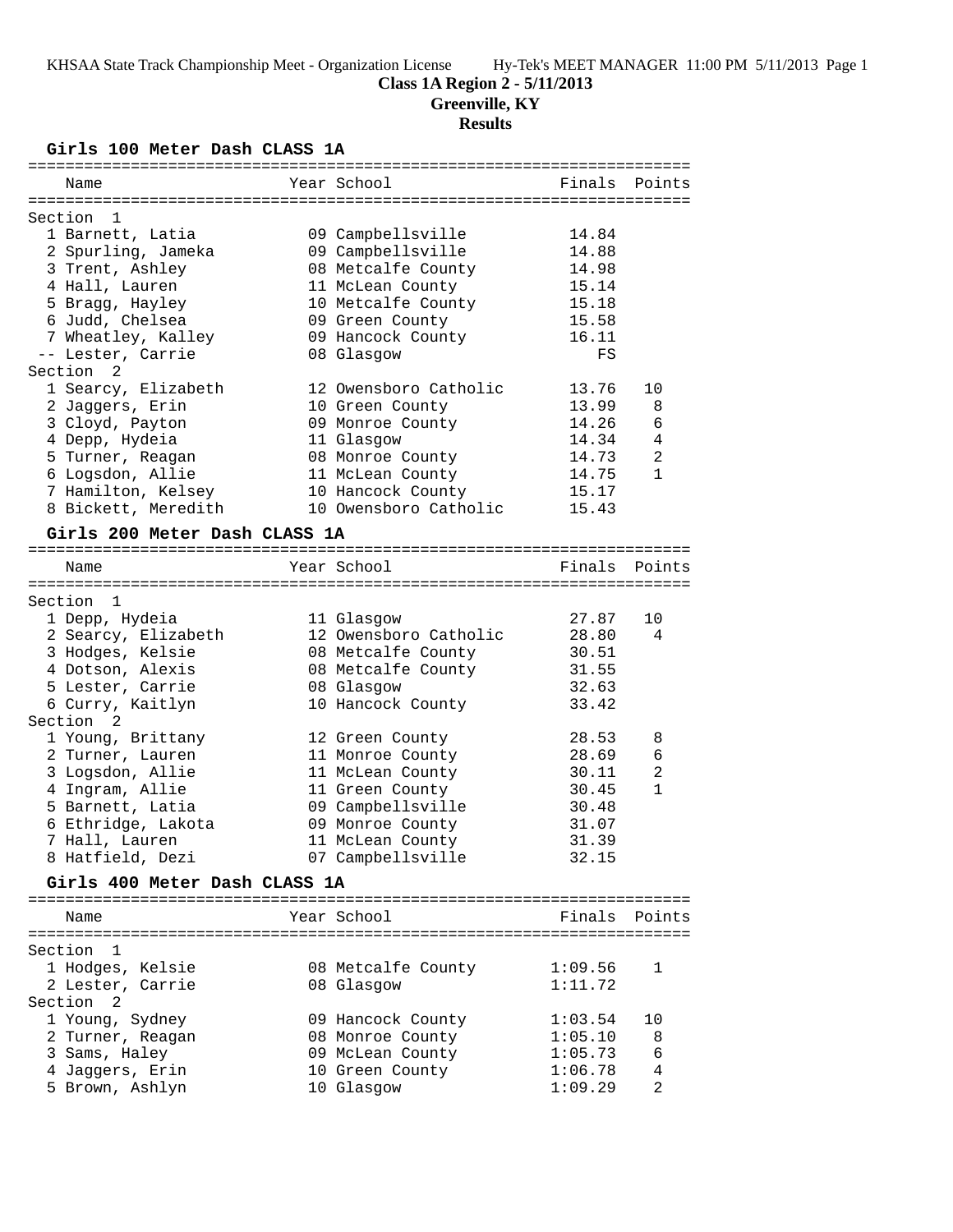# Class 1A Region 2 - 5/11/2013

## Greenville, KY

## Results

### Girls 100 Meter Dash CLASS 1A

| Place | Name | Year | School | Finals | Points |
|---|---|---|---|---|---|
| **Section 1** | | | | | |
| 1 | Barnett, Latia | 09 | Campbellsville | 14.84 | |
| 2 | Spurling, Jameka | 09 | Campbellsville | 14.88 | |
| 3 | Trent, Ashley | 08 | Metcalfe County | 14.98 | |
| 4 | Hall, Lauren | 11 | McLean County | 15.14 | |
| 5 | Bragg, Hayley | 10 | Metcalfe County | 15.18 | |
| 6 | Judd, Chelsea | 09 | Green County | 15.58 | |
| 7 | Wheatley, Kalley | 09 | Hancock County | 16.11 | |
| -- | Lester, Carrie | 08 | Glasgow | FS | |
| **Section 2** | | | | | |
| 1 | Searcy, Elizabeth | 12 | Owensboro Catholic | 13.76 | 10 |
| 2 | Jaggers, Erin | 10 | Green County | 13.99 | 8 |
| 3 | Cloyd, Payton | 09 | Monroe County | 14.26 | 6 |
| 4 | Depp, Hydeia | 11 | Glasgow | 14.34 | 4 |
| 5 | Turner, Reagan | 08 | Monroe County | 14.73 | 2 |
| 6 | Logsdon, Allie | 11 | McLean County | 14.75 | 1 |
| 7 | Hamilton, Kelsey | 10 | Hancock County | 15.17 | |
| 8 | Bickett, Meredith | 10 | Owensboro Catholic | 15.43 | |

### Girls 200 Meter Dash CLASS 1A

| Place | Name | Year | School | Finals | Points |
|---|---|---|---|---|---|
| **Section 1** | | | | | |
| 1 | Depp, Hydeia | 11 | Glasgow | 27.87 | 10 |
| 2 | Searcy, Elizabeth | 12 | Owensboro Catholic | 28.80 | 4 |
| 3 | Hodges, Kelsie | 08 | Metcalfe County | 30.51 | |
| 4 | Dotson, Alexis | 08 | Metcalfe County | 31.55 | |
| 5 | Lester, Carrie | 08 | Glasgow | 32.63 | |
| 6 | Curry, Kaitlyn | 10 | Hancock County | 33.42 | |
| **Section 2** | | | | | |
| 1 | Young, Brittany | 12 | Green County | 28.53 | 8 |
| 2 | Turner, Lauren | 11 | Monroe County | 28.69 | 6 |
| 3 | Logsdon, Allie | 11 | McLean County | 30.11 | 2 |
| 4 | Ingram, Allie | 11 | Green County | 30.45 | 1 |
| 5 | Barnett, Latia | 09 | Campbellsville | 30.48 | |
| 6 | Ethridge, Lakota | 09 | Monroe County | 31.07 | |
| 7 | Hall, Lauren | 11 | McLean County | 31.39 | |
| 8 | Hatfield, Dezi | 07 | Campbellsville | 32.15 | |

### Girls 400 Meter Dash CLASS 1A

| Place | Name | Year | School | Finals | Points |
|---|---|---|---|---|---|
| **Section 1** | | | | | |
| 1 | Hodges, Kelsie | 08 | Metcalfe County | 1:09.56 | 1 |
| 2 | Lester, Carrie | 08 | Glasgow | 1:11.72 | |
| **Section 2** | | | | | |
| 1 | Young, Sydney | 09 | Hancock County | 1:03.54 | 10 |
| 2 | Turner, Reagan | 08 | Monroe County | 1:05.10 | 8 |
| 3 | Sams, Haley | 09 | McLean County | 1:05.73 | 6 |
| 4 | Jaggers, Erin | 10 | Green County | 1:06.78 | 4 |
| 5 | Brown, Ashlyn | 10 | Glasgow | 1:09.29 | 2 |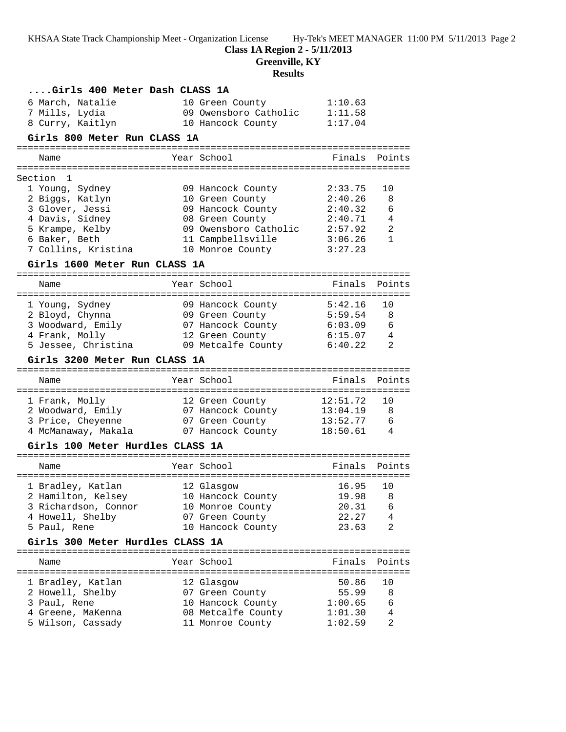**Class 1A Region 2 - 5/11/2013**

**Greenville, KY**

**Results**

### ....Girls 400 Meter Dash CLASS 1A

| Place | Name | Year | School | Finals |
|---|---|---|---|---|
| 6 | March, Natalie | 10 | Green County | 1:10.63 |
| 7 | Mills, Lydia | 09 | Owensboro Catholic | 1:11.58 |
| 8 | Curry, Kaitlyn | 10 | Hancock County | 1:17.04 |

### Girls 800 Meter Run CLASS 1A

| Place | Name | Year | School | Finals | Points |
|---|---|---|---|---|---|
| Section 1 | | | | | |
| 1 | Young, Sydney | 09 | Hancock County | 2:33.75 | 10 |
| 2 | Biggs, Katlyn | 10 | Green County | 2:40.26 | 8 |
| 3 | Glover, Jessi | 09 | Hancock County | 2:40.32 | 6 |
| 4 | Davis, Sidney | 08 | Green County | 2:40.71 | 4 |
| 5 | Krampe, Kelby | 09 | Owensboro Catholic | 2:57.92 | 2 |
| 6 | Baker, Beth | 11 | Campbellsville | 3:06.26 | 1 |
| 7 | Collins, Kristina | 10 | Monroe County | 3:27.23 | |

### Girls 1600 Meter Run CLASS 1A

| Place | Name | Year | School | Finals | Points |
|---|---|---|---|---|---|
| 1 | Young, Sydney | 09 | Hancock County | 5:42.16 | 10 |
| 2 | Bloyd, Chynna | 09 | Green County | 5:59.54 | 8 |
| 3 | Woodward, Emily | 07 | Hancock County | 6:03.09 | 6 |
| 4 | Frank, Molly | 12 | Green County | 6:15.07 | 4 |
| 5 | Jessee, Christina | 09 | Metcalfe County | 6:40.22 | 2 |

### Girls 3200 Meter Run CLASS 1A

| Place | Name | Year | School | Finals | Points |
|---|---|---|---|---|---|
| 1 | Frank, Molly | 12 | Green County | 12:51.72 | 10 |
| 2 | Woodward, Emily | 07 | Hancock County | 13:04.19 | 8 |
| 3 | Price, Cheyenne | 07 | Green County | 13:52.77 | 6 |
| 4 | McManaway, Makala | 07 | Hancock County | 18:50.61 | 4 |

### Girls 100 Meter Hurdles CLASS 1A

| Place | Name | Year | School | Finals | Points |
|---|---|---|---|---|---|
| 1 | Bradley, Katlan | 12 | Glasgow | 16.95 | 10 |
| 2 | Hamilton, Kelsey | 10 | Hancock County | 19.98 | 8 |
| 3 | Richardson, Connor | 10 | Monroe County | 20.31 | 6 |
| 4 | Howell, Shelby | 07 | Green County | 22.27 | 4 |
| 5 | Paul, Rene | 10 | Hancock County | 23.63 | 2 |

### Girls 300 Meter Hurdles CLASS 1A

| Place | Name | Year | School | Finals | Points |
|---|---|---|---|---|---|
| 1 | Bradley, Katlan | 12 | Glasgow | 50.86 | 10 |
| 2 | Howell, Shelby | 07 | Green County | 55.99 | 8 |
| 3 | Paul, Rene | 10 | Hancock County | 1:00.65 | 6 |
| 4 | Greene, MaKenna | 08 | Metcalfe County | 1:01.30 | 4 |
| 5 | Wilson, Cassady | 11 | Monroe County | 1:02.59 | 2 |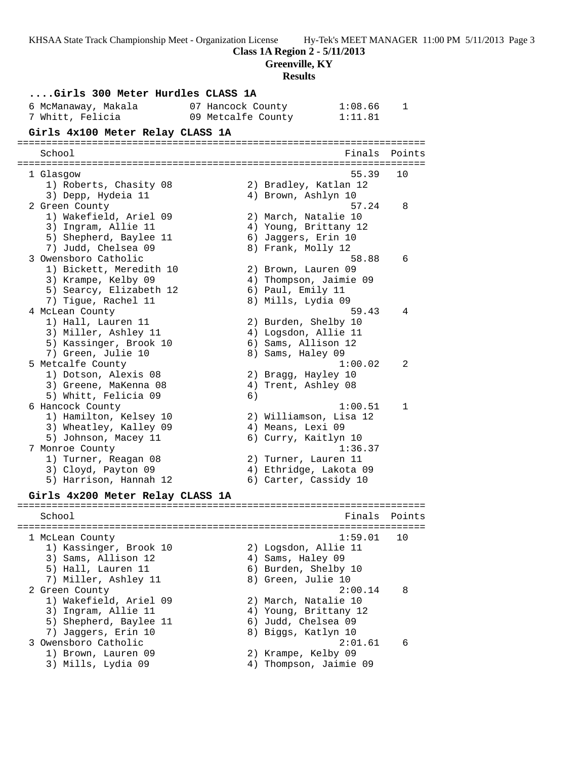## ....Girls 300 Meter Hurdles CLASS 1A

| Place | Name | Year | School | Finals | Points |
|---|---|---|---|---|---|
| 6 | McManaway, Makala | 07 | Hancock County | 1:08.66 | 1 |
| 7 | Whitt, Felicia | 09 | Metcalfe County | 1:11.81 | |

## Girls 4x100 Meter Relay CLASS 1A

| Place | School | Finals | Points |
|---|---|---|---|
| 1 | Glasgow | 55.39 | 10 |
| | 1) Roberts, Chasity 08; 2) Bradley, Katlan 12; 3) Depp, Hydeia 11; 4) Brown, Ashlyn 10 | | |
| 2 | Green County | 57.24 | 8 |
| | 1) Wakefield, Ariel 09; 2) March, Natalie 10; 3) Ingram, Allie 11; 4) Young, Brittany 12; 5) Shepherd, Baylee 11; 6) Jaggers, Erin 10; 7) Judd, Chelsea 09; 8) Frank, Molly 12 | | |
| 3 | Owensboro Catholic | 58.88 | 6 |
| | 1) Bickett, Meredith 10; 2) Brown, Lauren 09; 3) Krampe, Kelby 09; 4) Thompson, Jaimie 09; 5) Searcy, Elizabeth 12; 6) Paul, Emily 11; 7) Tigue, Rachel 11; 8) Mills, Lydia 09 | | |
| 4 | McLean County | 59.43 | 4 |
| | 1) Hall, Lauren 11; 2) Burden, Shelby 10; 3) Miller, Ashley 11; 4) Logsdon, Allie 11; 5) Kassinger, Brook 10; 6) Sams, Allison 12; 7) Green, Julie 10; 8) Sams, Haley 09 | | |
| 5 | Metcalfe County | 1:00.02 | 2 |
| | 1) Dotson, Alexis 08; 2) Bragg, Hayley 10; 3) Greene, MaKenna 08; 4) Trent, Ashley 08; 5) Whitt, Felicia 09; 6) | | |
| 6 | Hancock County | 1:00.51 | 1 |
| | 1) Hamilton, Kelsey 10; 2) Williamson, Lisa 12; 3) Wheatley, Kalley 09; 4) Means, Lexi 09; 5) Johnson, Macey 11; 6) Curry, Kaitlyn 10 | | |
| 7 | Monroe County | 1:36.37 | |
| | 1) Turner, Reagan 08; 2) Turner, Lauren 11; 3) Cloyd, Payton 09; 4) Ethridge, Lakota 09; 5) Harrison, Hannah 12; 6) Carter, Cassidy 10 | | |

## Girls 4x200 Meter Relay CLASS 1A

| Place | School | Finals | Points |
|---|---|---|---|
| 1 | McLean County | 1:59.01 | 10 |
| | 1) Kassinger, Brook 10; 2) Logsdon, Allie 11; 3) Sams, Allison 12; 4) Sams, Haley 09; 5) Hall, Lauren 11; 6) Burden, Shelby 10; 7) Miller, Ashley 11; 8) Green, Julie 10 | | |
| 2 | Green County | 2:00.14 | 8 |
| | 1) Wakefield, Ariel 09; 2) March, Natalie 10; 3) Ingram, Allie 11; 4) Young, Brittany 12; 5) Shepherd, Baylee 11; 6) Judd, Chelsea 09; 7) Jaggers, Erin 10; 8) Biggs, Katlyn 10 | | |
| 3 | Owensboro Catholic | 2:01.61 | 6 |
| | 1) Brown, Lauren 09; 2) Krampe, Kelby 09; 3) Mills, Lydia 09; 4) Thompson, Jaimie 09 | | |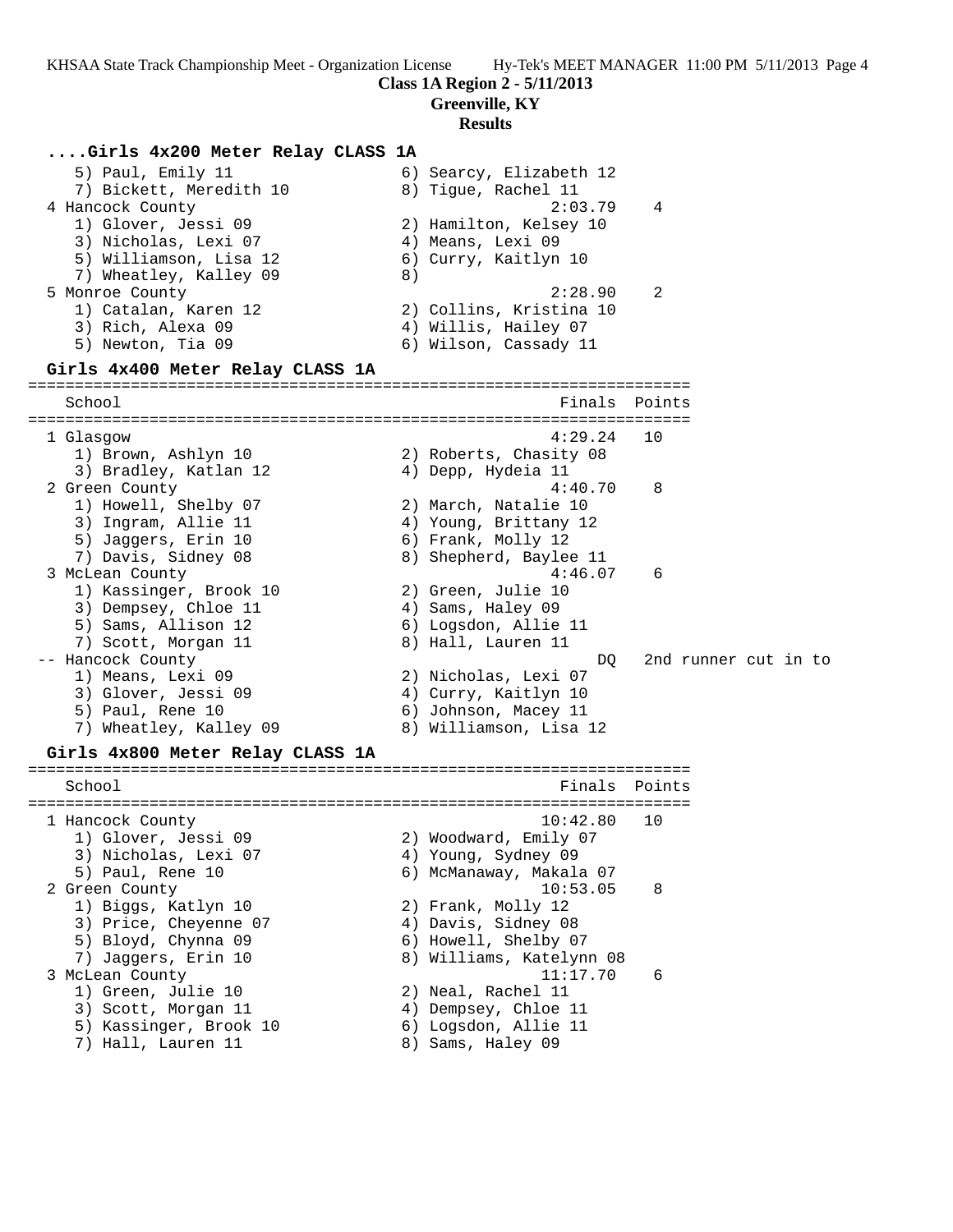## ....Girls 4x200 Meter Relay CLASS 1A

```
   5) Paul, Emily 11                  6) Searcy, Elizabeth 12
   7) Bickett, Meredith 10            8) Tigue, Rachel 11
 4 Hancock County                                2:03.79    4
   1) Glover, Jessi 09                2) Hamilton, Kelsey 10
   3) Nicholas, Lexi 07               4) Means, Lexi 09
   5) Williamson, Lisa 12             6) Curry, Kaitlyn 10
   7) Wheatley, Kalley 09             8)
 5 Monroe County                                 2:28.90    2
   1) Catalan, Karen 12               2) Collins, Kristina 10
   3) Rich, Alexa 09                  4) Willis, Hailey 07
   5) Newton, Tia 09                  6) Wilson, Cassady 11
```

## Girls 4x400 Meter Relay CLASS 1A

```
=======================================================================
   School                                        Finals  Points
=======================================================================
 1 Glasgow                                       4:29.24   10
   1) Brown, Ashlyn 10                2) Roberts, Chasity 08
   3) Bradley, Katlan 12              4) Depp, Hydeia 11
 2 Green County                                  4:40.70    8
   1) Howell, Shelby 07               2) March, Natalie 10
   3) Ingram, Allie 11                4) Young, Brittany 12
   5) Jaggers, Erin 10                6) Frank, Molly 12
   7) Davis, Sidney 08                8) Shepherd, Baylee 11
 3 McLean County                                 4:46.07    6
   1) Kassinger, Brook 10             2) Green, Julie 10
   3) Dempsey, Chloe 11               4) Sams, Haley 09
   5) Sams, Allison 12                6) Logsdon, Allie 11
   7) Scott, Morgan 11                8) Hall, Lauren 11
 -- Hancock County                                    DQ   2nd runner cut in to
   1) Means, Lexi 09                  2) Nicholas, Lexi 07
   3) Glover, Jessi 09                4) Curry, Kaitlyn 10
   5) Paul, Rene 10                   6) Johnson, Macey 11
   7) Wheatley, Kalley 09             8) Williamson, Lisa 12
```

## Girls 4x800 Meter Relay CLASS 1A

```
=======================================================================
   School                                        Finals  Points
=======================================================================
 1 Hancock County                               10:42.80   10
   1) Glover, Jessi 09                2) Woodward, Emily 07
   3) Nicholas, Lexi 07               4) Young, Sydney 09
   5) Paul, Rene 10                   6) McManaway, Makala 07
 2 Green County                                 10:53.05    8
   1) Biggs, Katlyn 10                2) Frank, Molly 12
   3) Price, Cheyenne 07              4) Davis, Sidney 08
   5) Bloyd, Chynna 09                6) Howell, Shelby 07
   7) Jaggers, Erin 10                8) Williams, Katelynn 08
 3 McLean County                                11:17.70    6
   1) Green, Julie 10                 2) Neal, Rachel 11
   3) Scott, Morgan 11                4) Dempsey, Chloe 11
   5) Kassinger, Brook 10             6) Logsdon, Allie 11
   7) Hall, Lauren 11                 8) Sams, Haley 09
```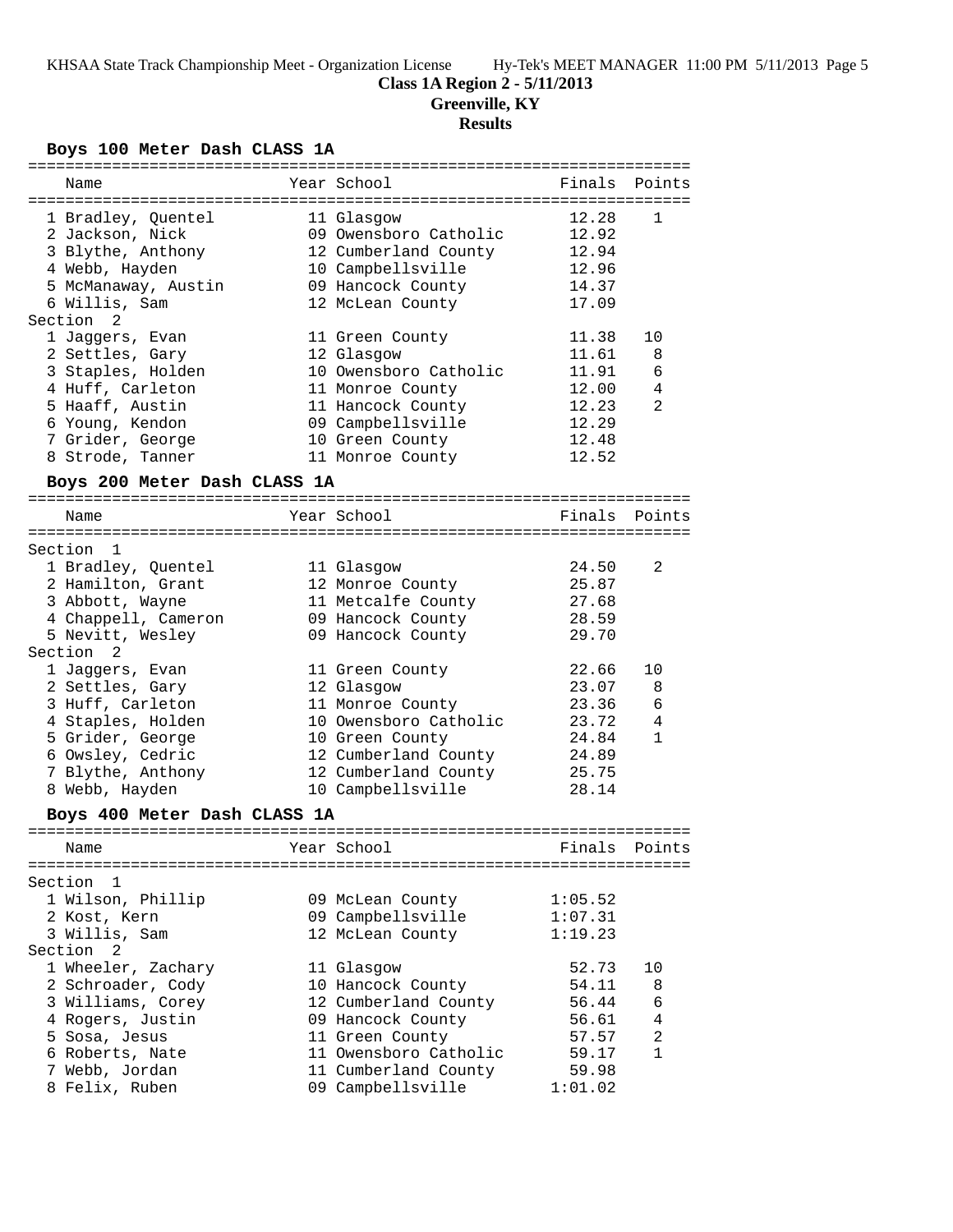**Class 1A Region 2 - 5/11/2013**
**Greenville, KY**
**Results**

### Boys 100 Meter Dash CLASS 1A

| Name | Year | School | Finals | Points |
|---|---|---|---|---|
| 1 Bradley, Quentel | 11 | Glasgow | 12.28 | 1 |
| 2 Jackson, Nick | 09 | Owensboro Catholic | 12.92 | |
| 3 Blythe, Anthony | 12 | Cumberland County | 12.94 | |
| 4 Webb, Hayden | 10 | Campbellsville | 12.96 | |
| 5 McManaway, Austin | 09 | Hancock County | 14.37 | |
| 6 Willis, Sam | 12 | McLean County | 17.09 | |
| **Section 2** | | | | |
| 1 Jaggers, Evan | 11 | Green County | 11.38 | 10 |
| 2 Settles, Gary | 12 | Glasgow | 11.61 | 8 |
| 3 Staples, Holden | 10 | Owensboro Catholic | 11.91 | 6 |
| 4 Huff, Carleton | 11 | Monroe County | 12.00 | 4 |
| 5 Haaff, Austin | 11 | Hancock County | 12.23 | 2 |
| 6 Young, Kendon | 09 | Campbellsville | 12.29 | |
| 7 Grider, George | 10 | Green County | 12.48 | |
| 8 Strode, Tanner | 11 | Monroe County | 12.52 | |

### Boys 200 Meter Dash CLASS 1A

| Name | Year | School | Finals | Points |
|---|---|---|---|---|
| **Section 1** | | | | |
| 1 Bradley, Quentel | 11 | Glasgow | 24.50 | 2 |
| 2 Hamilton, Grant | 12 | Monroe County | 25.87 | |
| 3 Abbott, Wayne | 11 | Metcalfe County | 27.68 | |
| 4 Chappell, Cameron | 09 | Hancock County | 28.59 | |
| 5 Nevitt, Wesley | 09 | Hancock County | 29.70 | |
| **Section 2** | | | | |
| 1 Jaggers, Evan | 11 | Green County | 22.66 | 10 |
| 2 Settles, Gary | 12 | Glasgow | 23.07 | 8 |
| 3 Huff, Carleton | 11 | Monroe County | 23.36 | 6 |
| 4 Staples, Holden | 10 | Owensboro Catholic | 23.72 | 4 |
| 5 Grider, George | 10 | Green County | 24.84 | 1 |
| 6 Owsley, Cedric | 12 | Cumberland County | 24.89 | |
| 7 Blythe, Anthony | 12 | Cumberland County | 25.75 | |
| 8 Webb, Hayden | 10 | Campbellsville | 28.14 | |

### Boys 400 Meter Dash CLASS 1A

| Name | Year | School | Finals | Points |
|---|---|---|---|---|
| **Section 1** | | | | |
| 1 Wilson, Phillip | 09 | McLean County | 1:05.52 | |
| 2 Kost, Kern | 09 | Campbellsville | 1:07.31 | |
| 3 Willis, Sam | 12 | McLean County | 1:19.23 | |
| **Section 2** | | | | |
| 1 Wheeler, Zachary | 11 | Glasgow | 52.73 | 10 |
| 2 Schroader, Cody | 10 | Hancock County | 54.11 | 8 |
| 3 Williams, Corey | 12 | Cumberland County | 56.44 | 6 |
| 4 Rogers, Justin | 09 | Hancock County | 56.61 | 4 |
| 5 Sosa, Jesus | 11 | Green County | 57.57 | 2 |
| 6 Roberts, Nate | 11 | Owensboro Catholic | 59.17 | 1 |
| 7 Webb, Jordan | 11 | Cumberland County | 59.98 | |
| 8 Felix, Ruben | 09 | Campbellsville | 1:01.02 | |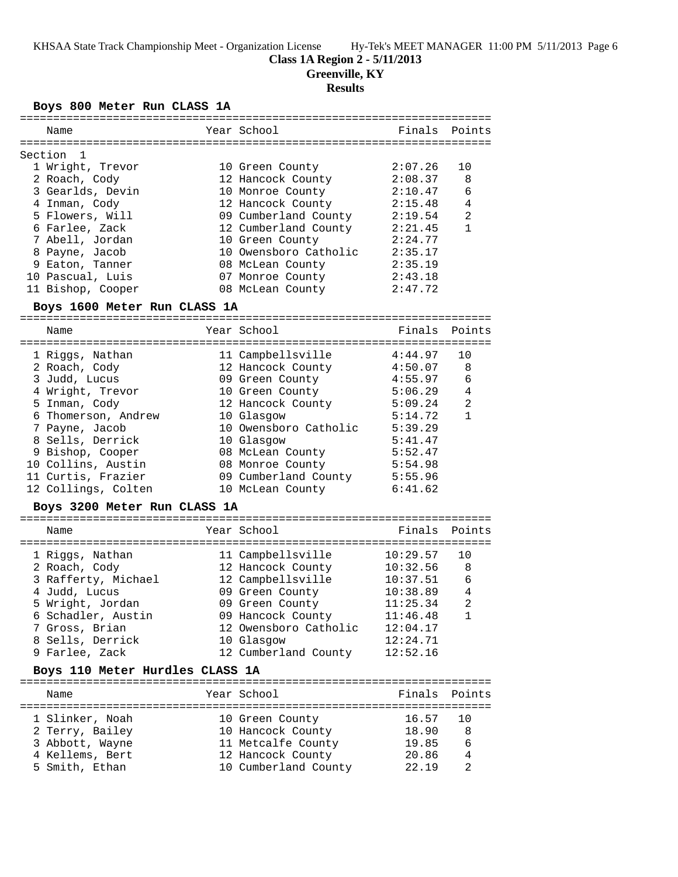KHSAA State Track Championship Meet - Organization License Hy-Tek's MEET MANAGER 11:00 PM 5/11/2013

# Class 1A Region 2 - 5/11/2013

## Greenville, KY

## Results

### Boys 800 Meter Run CLASS 1A

Section 1

| | Name | Year | School | Finals | Points |
|---|---|---|---|---|---|
| 1 | Wright, Trevor | 10 | Green County | 2:07.26 | 10 |
| 2 | Roach, Cody | 12 | Hancock County | 2:08.37 | 8 |
| 3 | Gearlds, Devin | 10 | Monroe County | 2:10.47 | 6 |
| 4 | Inman, Cody | 12 | Hancock County | 2:15.48 | 4 |
| 5 | Flowers, Will | 09 | Cumberland County | 2:19.54 | 2 |
| 6 | Farlee, Zack | 12 | Cumberland County | 2:21.45 | 1 |
| 7 | Abell, Jordan | 10 | Green County | 2:24.77 | |
| 8 | Payne, Jacob | 10 | Owensboro Catholic | 2:35.17 | |
| 9 | Eaton, Tanner | 08 | McLean County | 2:35.19 | |
| 10 | Pascual, Luis | 07 | Monroe County | 2:43.18 | |
| 11 | Bishop, Cooper | 08 | McLean County | 2:47.72 | |

### Boys 1600 Meter Run CLASS 1A

| | Name | Year | School | Finals | Points |
|---|---|---|---|---|---|
| 1 | Riggs, Nathan | 11 | Campbellsville | 4:44.97 | 10 |
| 2 | Roach, Cody | 12 | Hancock County | 4:50.07 | 8 |
| 3 | Judd, Lucus | 09 | Green County | 4:55.97 | 6 |
| 4 | Wright, Trevor | 10 | Green County | 5:06.29 | 4 |
| 5 | Inman, Cody | 12 | Hancock County | 5:09.24 | 2 |
| 6 | Thomerson, Andrew | 10 | Glasgow | 5:14.72 | 1 |
| 7 | Payne, Jacob | 10 | Owensboro Catholic | 5:39.29 | |
| 8 | Sells, Derrick | 10 | Glasgow | 5:41.47 | |
| 9 | Bishop, Cooper | 08 | McLean County | 5:52.47 | |
| 10 | Collins, Austin | 08 | Monroe County | 5:54.98 | |
| 11 | Curtis, Frazier | 09 | Cumberland County | 5:55.96 | |
| 12 | Collings, Colten | 10 | McLean County | 6:41.62 | |

### Boys 3200 Meter Run CLASS 1A

| | Name | Year | School | Finals | Points |
|---|---|---|---|---|---|
| 1 | Riggs, Nathan | 11 | Campbellsville | 10:29.57 | 10 |
| 2 | Roach, Cody | 12 | Hancock County | 10:32.56 | 8 |
| 3 | Rafferty, Michael | 12 | Campbellsville | 10:37.51 | 6 |
| 4 | Judd, Lucus | 09 | Green County | 10:38.89 | 4 |
| 5 | Wright, Jordan | 09 | Green County | 11:25.34 | 2 |
| 6 | Schadler, Austin | 09 | Hancock County | 11:46.48 | 1 |
| 7 | Gross, Brian | 12 | Owensboro Catholic | 12:04.17 | |
| 8 | Sells, Derrick | 10 | Glasgow | 12:24.71 | |
| 9 | Farlee, Zack | 12 | Cumberland County | 12:52.16 | |

### Boys 110 Meter Hurdles CLASS 1A

| | Name | Year | School | Finals | Points |
|---|---|---|---|---|---|
| 1 | Slinker, Noah | 10 | Green County | 16.57 | 10 |
| 2 | Terry, Bailey | 10 | Hancock County | 18.90 | 8 |
| 3 | Abbott, Wayne | 11 | Metcalfe County | 19.85 | 6 |
| 4 | Kellems, Bert | 12 | Hancock County | 20.86 | 4 |
| 5 | Smith, Ethan | 10 | Cumberland County | 22.19 | 2 |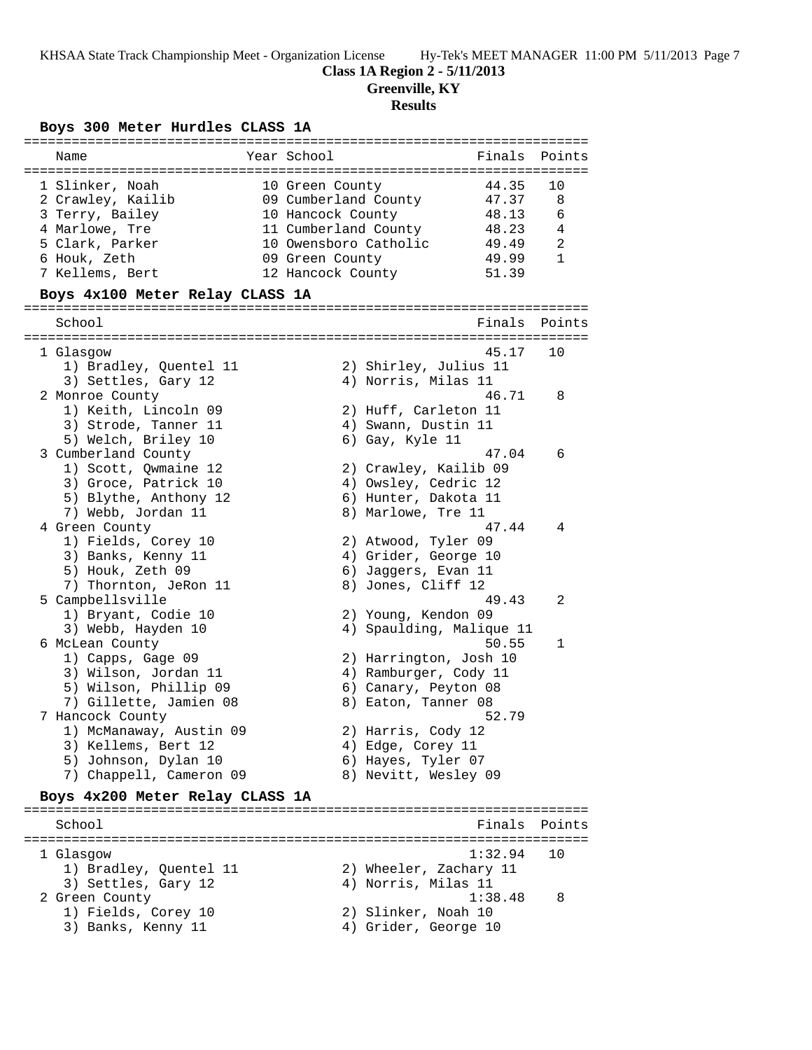**Class 1A Region 2 - 5/11/2013**

**Greenville, KY**

**Results**

### Boys 300 Meter Hurdles CLASS 1A

| | Name | Year | School | Finals | Points |
|---|---|---|---|---|---|
| 1 | Slinker, Noah | 10 | Green County | 44.35 | 10 |
| 2 | Crawley, Kailib | 09 | Cumberland County | 47.37 | 8 |
| 3 | Terry, Bailey | 10 | Hancock County | 48.13 | 6 |
| 4 | Marlowe, Tre | 11 | Cumberland County | 48.23 | 4 |
| 5 | Clark, Parker | 10 | Owensboro Catholic | 49.49 | 2 |
| 6 | Houk, Zeth | 09 | Green County | 49.99 | 1 |
| 7 | Kellems, Bert | 12 | Hancock County | 51.39 | |

### Boys 4x100 Meter Relay CLASS 1A

| | School | Finals | Points |
|---|---|---|---|
| 1 | Glasgow | 45.17 | 10 |
| | 1) Bradley, Quentel 11; 2) Shirley, Julius 11; 3) Settles, Gary 12; 4) Norris, Milas 11 | | |
| 2 | Monroe County | 46.71 | 8 |
| | 1) Keith, Lincoln 09; 2) Huff, Carleton 11; 3) Strode, Tanner 11; 4) Swann, Dustin 11; 5) Welch, Briley 10; 6) Gay, Kyle 11 | | |
| 3 | Cumberland County | 47.04 | 6 |
| | 1) Scott, Qwmaine 12; 2) Crawley, Kailib 09; 3) Groce, Patrick 10; 4) Owsley, Cedric 12; 5) Blythe, Anthony 12; 6) Hunter, Dakota 11; 7) Webb, Jordan 11; 8) Marlowe, Tre 11 | | |
| 4 | Green County | 47.44 | 4 |
| | 1) Fields, Corey 10; 2) Atwood, Tyler 09; 3) Banks, Kenny 11; 4) Grider, George 10; 5) Houk, Zeth 09; 6) Jaggers, Evan 11; 7) Thornton, JeRon 11; 8) Jones, Cliff 12 | | |
| 5 | Campbellsville | 49.43 | 2 |
| | 1) Bryant, Codie 10; 2) Young, Kendon 09; 3) Webb, Hayden 10; 4) Spaulding, Malique 11 | | |
| 6 | McLean County | 50.55 | 1 |
| | 1) Capps, Gage 09; 2) Harrington, Josh 10; 3) Wilson, Jordan 11; 4) Ramburger, Cody 11; 5) Wilson, Phillip 09; 6) Canary, Peyton 08; 7) Gillette, Jamien 08; 8) Eaton, Tanner 08 | | |
| 7 | Hancock County | 52.79 | |
| | 1) McManaway, Austin 09; 2) Harris, Cody 12; 3) Kellems, Bert 12; 4) Edge, Corey 11; 5) Johnson, Dylan 10; 6) Hayes, Tyler 07; 7) Chappell, Cameron 09; 8) Nevitt, Wesley 09 | | |

### Boys 4x200 Meter Relay CLASS 1A

| | School | Finals | Points |
|---|---|---|---|
| 1 | Glasgow | 1:32.94 | 10 |
| | 1) Bradley, Quentel 11; 2) Wheeler, Zachary 11; 3) Settles, Gary 12; 4) Norris, Milas 11 | | |
| 2 | Green County | 1:38.48 | 8 |
| | 1) Fields, Corey 10; 2) Slinker, Noah 10; 3) Banks, Kenny 11; 4) Grider, George 10 | | |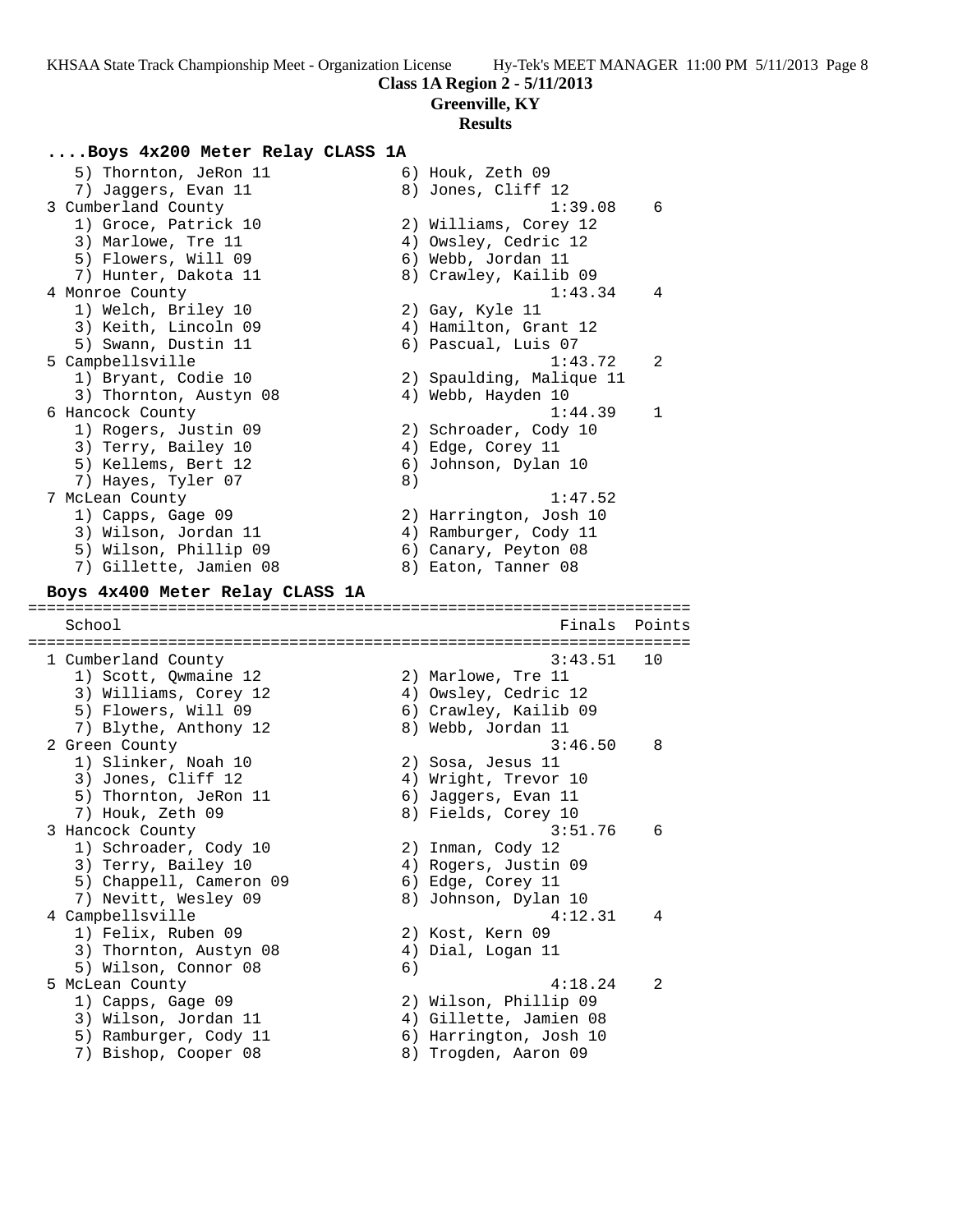**Class 1A Region 2 - 5/11/2013**

**Greenville, KY**

**Results**

### ....Boys 4x200 Meter Relay CLASS 1A

```
   5) Thornton, JeRon 11              6) Houk, Zeth 09
   7) Jaggers, Evan 11                8) Jones, Cliff 12
 3 Cumberland County                               1:39.08    6
   1) Groce, Patrick 10               2) Williams, Corey 12
   3) Marlowe, Tre 11                 4) Owsley, Cedric 12
   5) Flowers, Will 09                6) Webb, Jordan 11
   7) Hunter, Dakota 11               8) Crawley, Kailib 09
 4 Monroe County                                   1:43.34    4
   1) Welch, Briley 10                2) Gay, Kyle 11
   3) Keith, Lincoln 09               4) Hamilton, Grant 12
   5) Swann, Dustin 11                6) Pascual, Luis 07
 5 Campbellsville                                  1:43.72    2
   1) Bryant, Codie 10                2) Spaulding, Malique 11
   3) Thornton, Austyn 08             4) Webb, Hayden 10
 6 Hancock County                                  1:44.39    1
   1) Rogers, Justin 09               2) Schroader, Cody 10
   3) Terry, Bailey 10                4) Edge, Corey 11
   5) Kellems, Bert 12                6) Johnson, Dylan 10
   7) Hayes, Tyler 07                 8)
 7 McLean County                                   1:47.52
   1) Capps, Gage 09                  2) Harrington, Josh 10
   3) Wilson, Jordan 11               4) Ramburger, Cody 11
   5) Wilson, Phillip 09              6) Canary, Peyton 08
   7) Gillette, Jamien 08             8) Eaton, Tanner 08
```

### Boys 4x400 Meter Relay CLASS 1A

```
=======================================================================
   School                                            Finals  Points
=======================================================================
 1 Cumberland County                               3:43.51   10
   1) Scott, Qwmaine 12               2) Marlowe, Tre 11
   3) Williams, Corey 12              4) Owsley, Cedric 12
   5) Flowers, Will 09                6) Crawley, Kailib 09
   7) Blythe, Anthony 12              8) Webb, Jordan 11
 2 Green County                                    3:46.50    8
   1) Slinker, Noah 10                2) Sosa, Jesus 11
   3) Jones, Cliff 12                 4) Wright, Trevor 10
   5) Thornton, JeRon 11              6) Jaggers, Evan 11
   7) Houk, Zeth 09                   8) Fields, Corey 10
 3 Hancock County                                  3:51.76    6
   1) Schroader, Cody 10              2) Inman, Cody 12
   3) Terry, Bailey 10                4) Rogers, Justin 09
   5) Chappell, Cameron 09            6) Edge, Corey 11
   7) Nevitt, Wesley 09               8) Johnson, Dylan 10
 4 Campbellsville                                  4:12.31    4
   1) Felix, Ruben 09                 2) Kost, Kern 09
   3) Thornton, Austyn 08             4) Dial, Logan 11
   5) Wilson, Connor 08               6)
 5 McLean County                                   4:18.24    2
   1) Capps, Gage 09                  2) Wilson, Phillip 09
   3) Wilson, Jordan 11               4) Gillette, Jamien 08
   5) Ramburger, Cody 11              6) Harrington, Josh 10
   7) Bishop, Cooper 08               8) Trogden, Aaron 09
```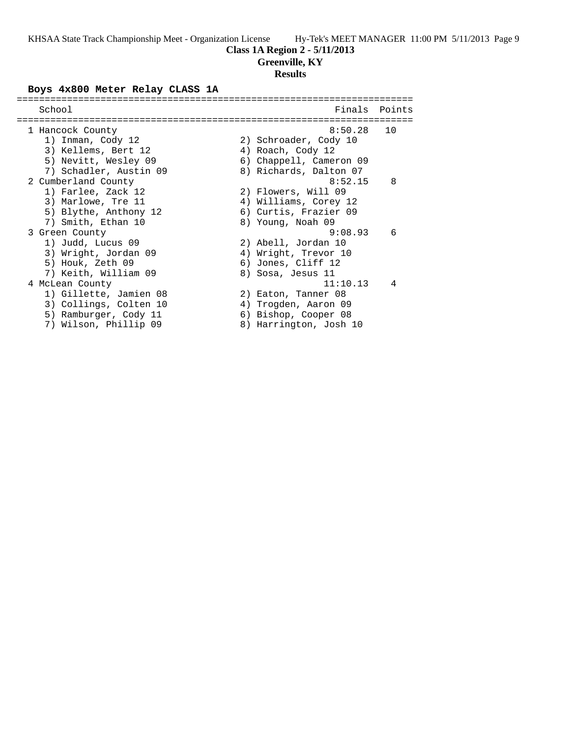**Class 1A Region 2 - 5/11/2013**

**Greenville, KY**

**Results**

### Boys 4x800 Meter Relay CLASS 1A

| School | Finals | Points |
|---|---|---|
| 1 Hancock County | 8:50.28 | 10 |
| 1) Inman, Cody 12; 2) Schroader, Cody 10; 3) Kellems, Bert 12; 4) Roach, Cody 12; 5) Nevitt, Wesley 09; 6) Chappell, Cameron 09; 7) Schadler, Austin 09; 8) Richards, Dalton 07 | | |
| 2 Cumberland County | 8:52.15 | 8 |
| 1) Farlee, Zack 12; 2) Flowers, Will 09; 3) Marlowe, Tre 11; 4) Williams, Corey 12; 5) Blythe, Anthony 12; 6) Curtis, Frazier 09; 7) Smith, Ethan 10; 8) Young, Noah 09 | | |
| 3 Green County | 9:08.93 | 6 |
| 1) Judd, Lucus 09; 2) Abell, Jordan 10; 3) Wright, Jordan 09; 4) Wright, Trevor 10; 5) Houk, Zeth 09; 6) Jones, Cliff 12; 7) Keith, William 09; 8) Sosa, Jesus 11 | | |
| 4 McLean County | 11:10.13 | 4 |
| 1) Gillette, Jamien 08; 2) Eaton, Tanner 08; 3) Collings, Colten 10; 4) Trogden, Aaron 09; 5) Ramburger, Cody 11; 6) Bishop, Cooper 08; 7) Wilson, Phillip 09; 8) Harrington, Josh 10 | | |